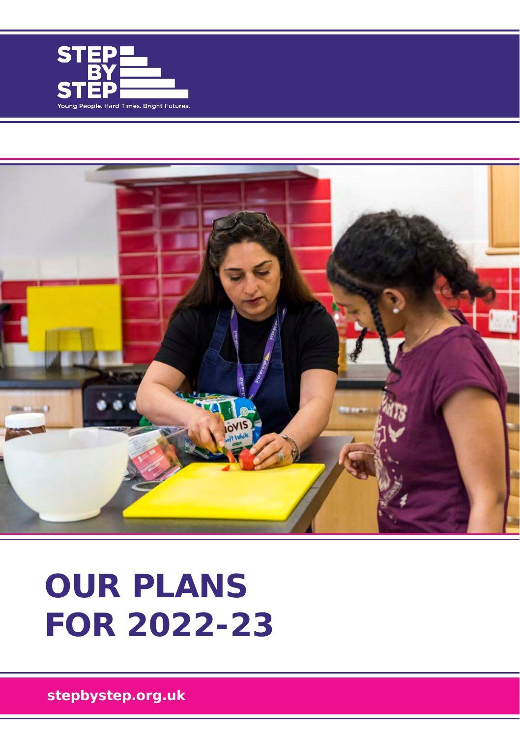STEP BY STEP

Young People. Hard Times. Bright Futures.

# OUR PLANS FOR 2022-23

stepbystep.org.uk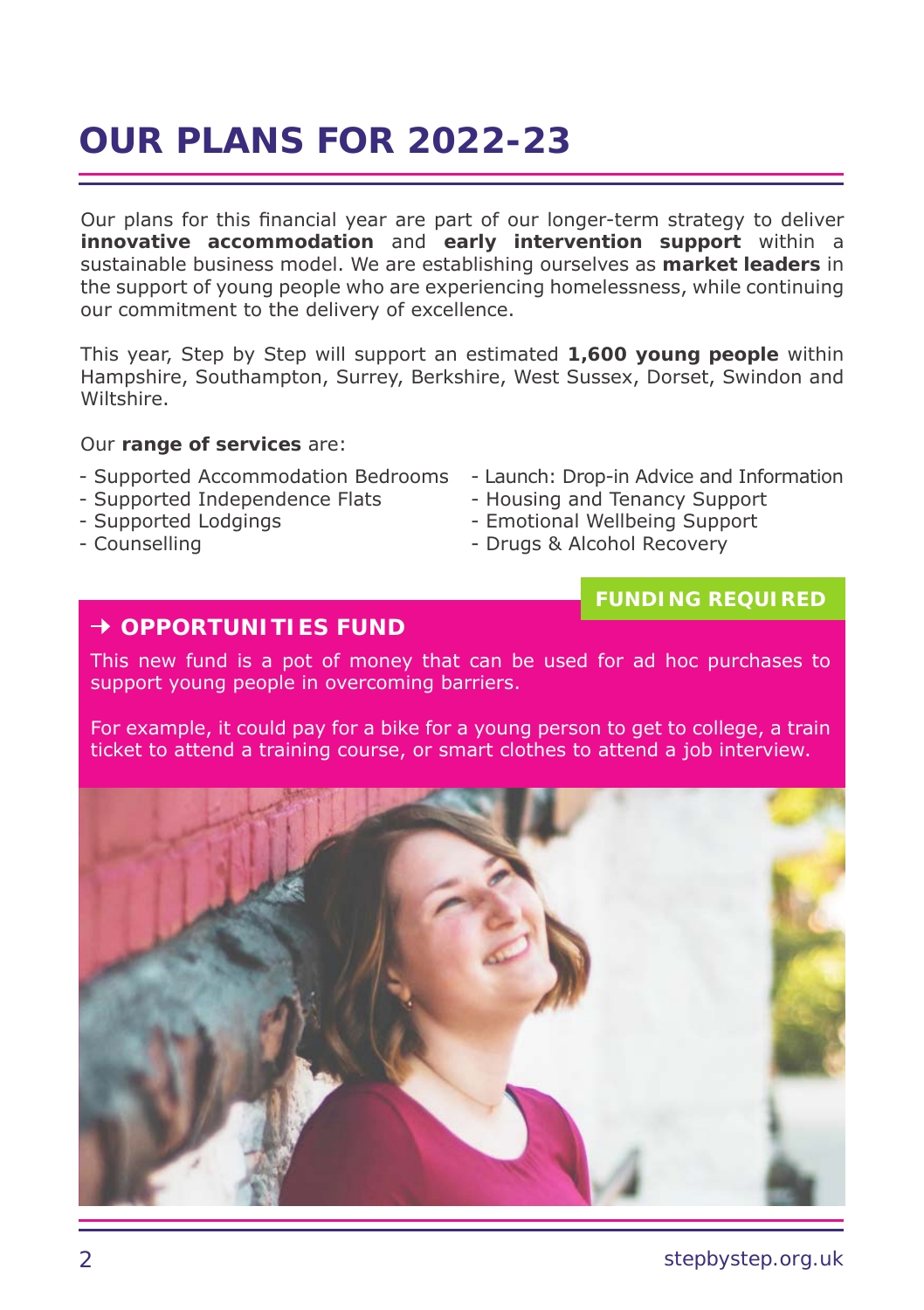# OUR PLANS FOR 2022-23

Our plans for this financial year are part of our longer-term strategy to deliver **innovative accommodation** and **early intervention support** within a sustainable business model. We are establishing ourselves as **market leaders** in the support of young people who are experiencing homelessness, while continuing our commitment to the delivery of excellence.

This year, Step by Step will support an estimated **1,600 young people** within Hampshire, Southampton, Surrey, Berkshire, West Sussex, Dorset, Swindon and Wiltshire.

Our **range of services** are:

- Supported Accommodation Bedrooms
- Supported Independence Flats
- Supported Lodgings
- Counselling
- Launch: Drop-in Advice and Information
- Housing and Tenancy Support
- Emotional Wellbeing Support
- Drugs & Alcohol Recovery

**FUNDING REQUIRED**

## → OPPORTUNITIES FUND

This new fund is a pot of money that can be used for ad hoc purchases to support young people in overcoming barriers.

For example, it could pay for a bike for a young person to get to college, a train ticket to attend a training course, or smart clothes to attend a job interview.

stepbystep.org.uk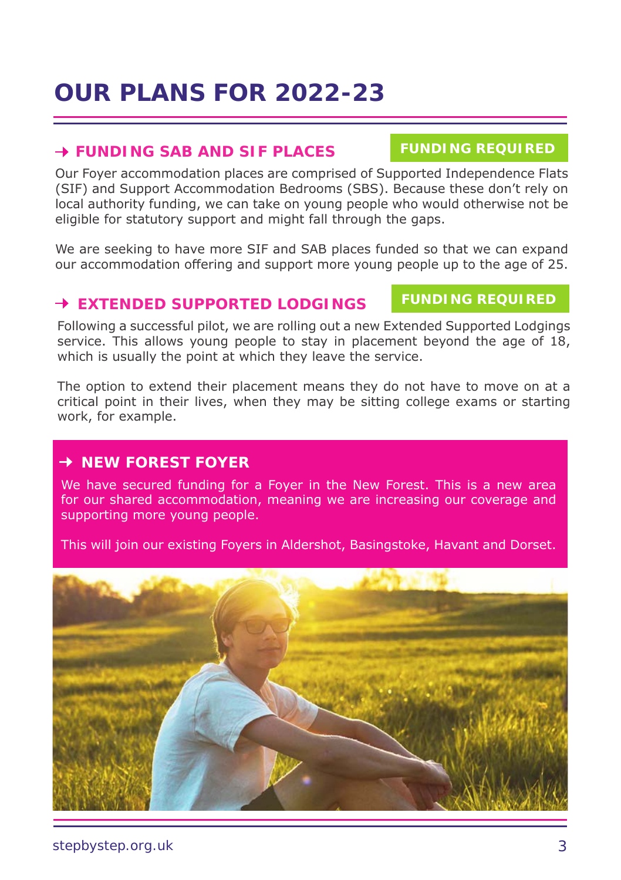# OUR PLANS FOR 2022-23

## → FUNDING SAB AND SIF PLACES

**FUNDING REQUIRED**

Our Foyer accommodation places are comprised of Supported Independence Flats (SIF) and Support Accommodation Bedrooms (SBS). Because these don't rely on local authority funding, we can take on young people who would otherwise not be eligible for statutory support and might fall through the gaps.

We are seeking to have more SIF and SAB places funded so that we can expand our accommodation offering and support more young people up to the age of 25.

## → EXTENDED SUPPORTED LODGINGS

**FUNDING REQUIRED**

Following a successful pilot, we are rolling out a new Extended Supported Lodgings service. This allows young people to stay in placement beyond the age of 18, which is usually the point at which they leave the service.

The option to extend their placement means they do not have to move on at a critical point in their lives, when they may be sitting college exams or starting work, for example.

## → NEW FOREST FOYER

We have secured funding for a Foyer in the New Forest. This is a new area for our shared accommodation, meaning we are increasing our coverage and supporting more young people.

This will join our existing Foyers in Aldershot, Basingstoke, Havant and Dorset.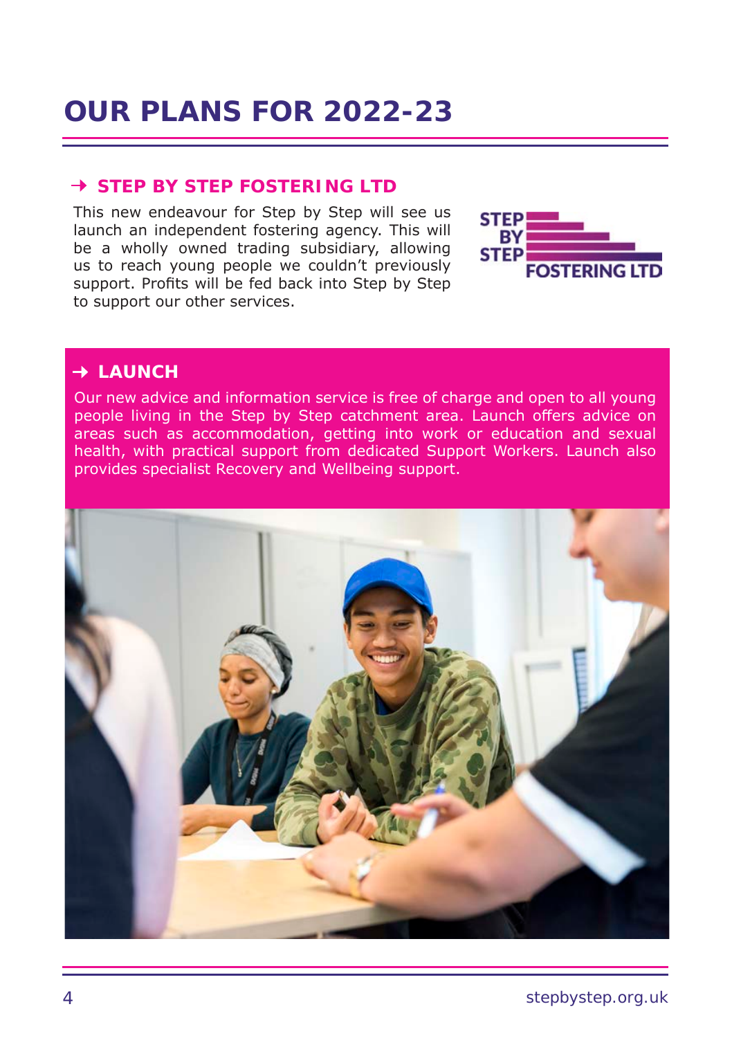# OUR PLANS FOR 2022-23

## → STEP BY STEP FOSTERING LTD

This new endeavour for Step by Step will see us launch an independent fostering agency. This will be a wholly owned trading subsidiary, allowing us to reach young people we couldn't previously support. Profits will be fed back into Step by Step to support our other services.

## → LAUNCH

Our new advice and information service is free of charge and open to all young people living in the Step by Step catchment area. Launch offers advice on areas such as accommodation, getting into work or education and sexual health, with practical support from dedicated Support Workers. Launch also provides specialist Recovery and Wellbeing support.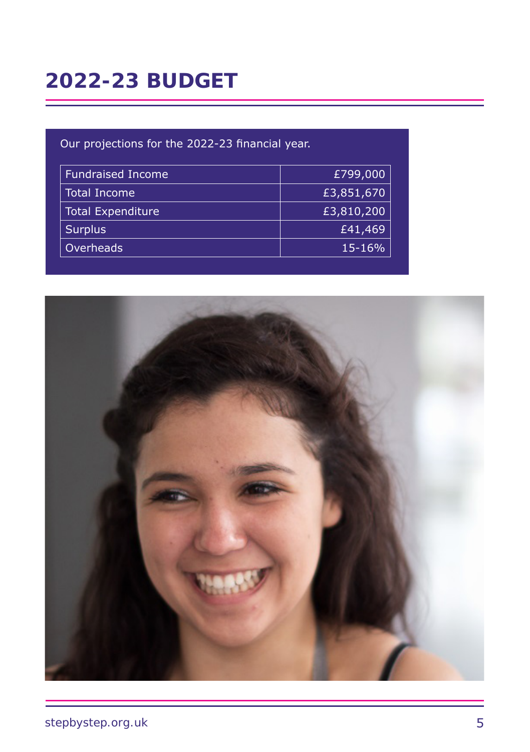# 2022-23 BUDGET

Our projections for the 2022-23 financial year.

| | |
|---|---|
| Fundraised Income | £799,000 |
| Total Income | £3,851,670 |
| Total Expenditure | £3,810,200 |
| Surplus | £41,469 |
| Overheads | 15-16% |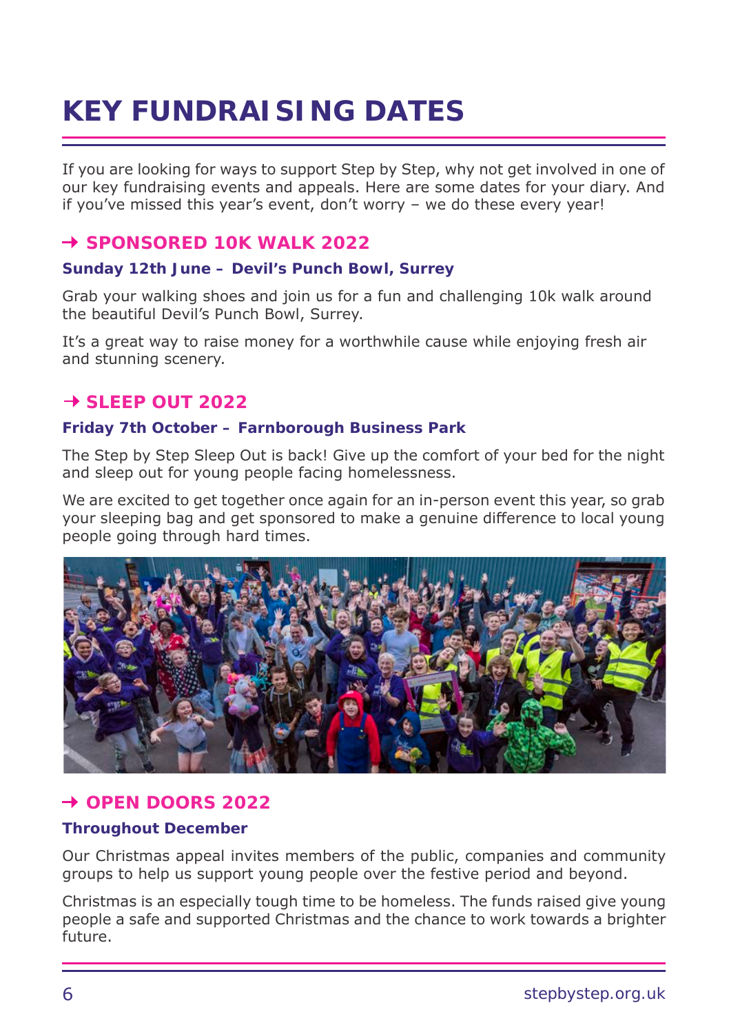# KEY FUNDRAISING DATES

If you are looking for ways to support Step by Step, why not get involved in one of our key fundraising events and appeals. Here are some dates for your diary. And if you've missed this year's event, don't worry – we do these every year!

## → SPONSORED 10K WALK 2022

**Sunday 12th June – Devil's Punch Bowl, Surrey**

Grab your walking shoes and join us for a fun and challenging 10k walk around the beautiful Devil's Punch Bowl, Surrey.

It's a great way to raise money for a worthwhile cause while enjoying fresh air and stunning scenery.

## → SLEEP OUT 2022

**Friday 7th October – Farnborough Business Park**

The Step by Step Sleep Out is back! Give up the comfort of your bed for the night and sleep out for young people facing homelessness.

We are excited to get together once again for an in-person event this year, so grab your sleeping bag and get sponsored to make a genuine difference to local young people going through hard times.

## → OPEN DOORS 2022

**Throughout December**

Our Christmas appeal invites members of the public, companies and community groups to help us support young people over the festive period and beyond.

Christmas is an especially tough time to be homeless. The funds raised give young people a safe and supported Christmas and the chance to work towards a brighter future.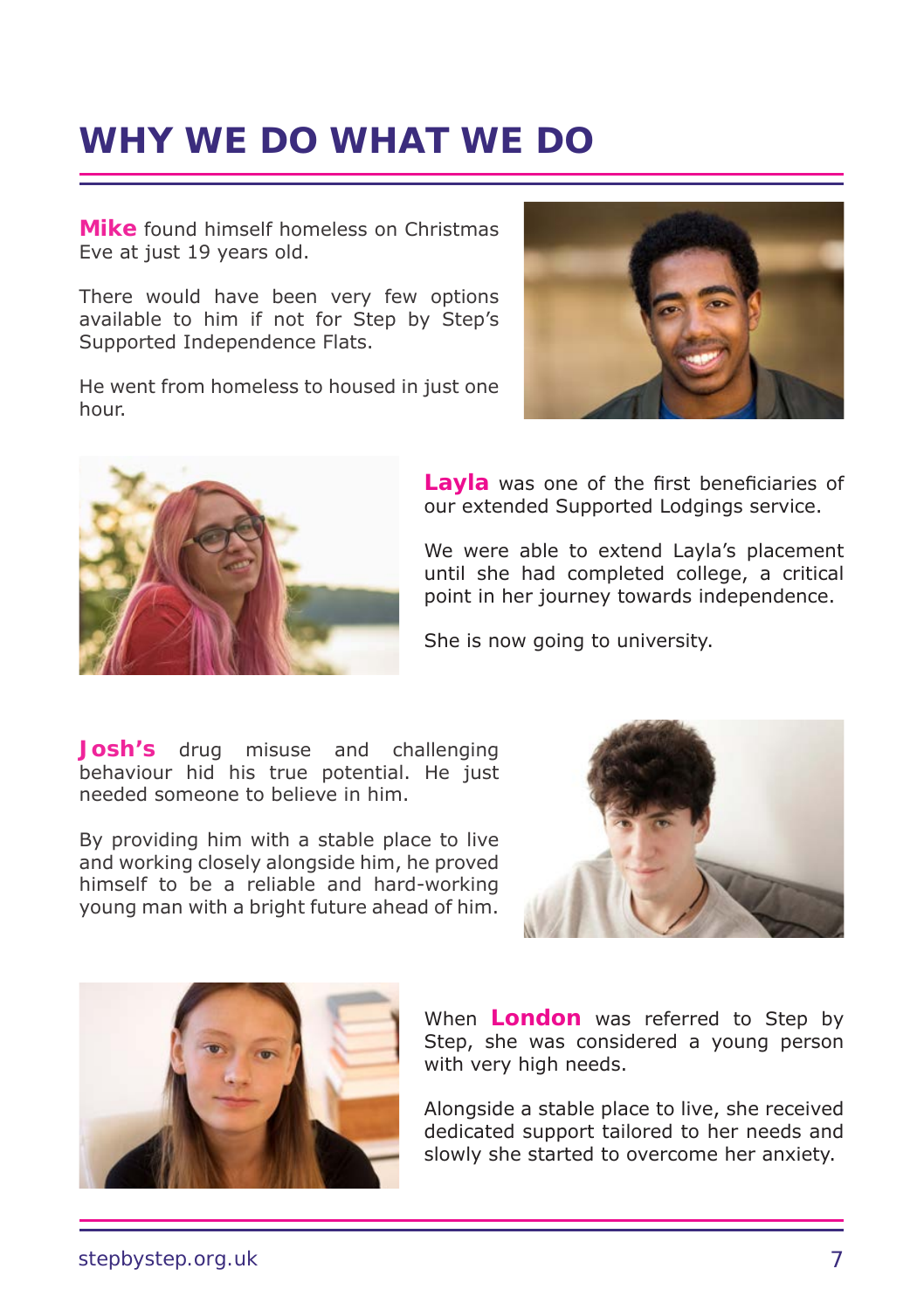# WHY WE DO WHAT WE DO

**Mike** found himself homeless on Christmas Eve at just 19 years old.

There would have been very few options available to him if not for Step by Step's Supported Independence Flats.

He went from homeless to housed in just one hour.

**Layla** was one of the first beneficiaries of our extended Supported Lodgings service.

We were able to extend Layla's placement until she had completed college, a critical point in her journey towards independence.

She is now going to university.

**Josh's** drug misuse and challenging behaviour hid his true potential. He just needed someone to believe in him.

By providing him with a stable place to live and working closely alongside him, he proved himself to be a reliable and hard-working young man with a bright future ahead of him.

When **London** was referred to Step by Step, she was considered a young person with very high needs.

Alongside a stable place to live, she received dedicated support tailored to her needs and slowly she started to overcome her anxiety.

stepbystep.org.uk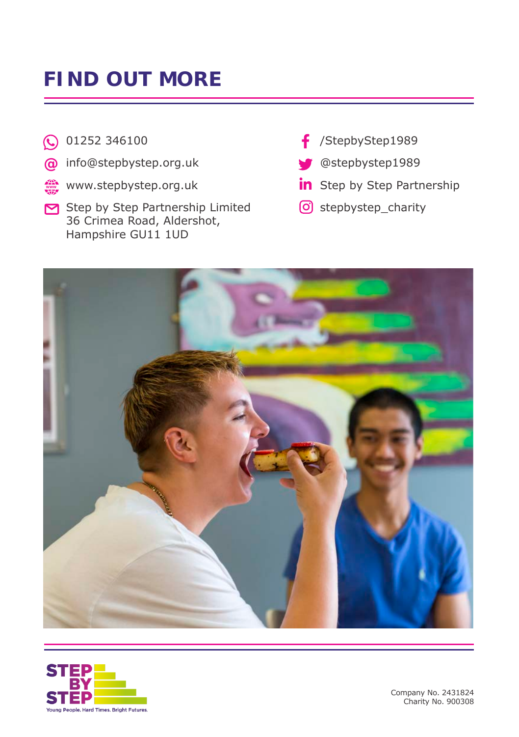# FIND OUT MORE

01252 346100

info@stepbystep.org.uk

www.stepbystep.org.uk

Step by Step Partnership Limited
36 Crimea Road, Aldershot,
Hampshire GU11 1UD

/StepbyStep1989

@stepbystep1989

Step by Step Partnership

stepbystep_charity

STEP BY STEP
Young People. Hard Times. Bright Futures.

Company No. 2431824
Charity No. 900308